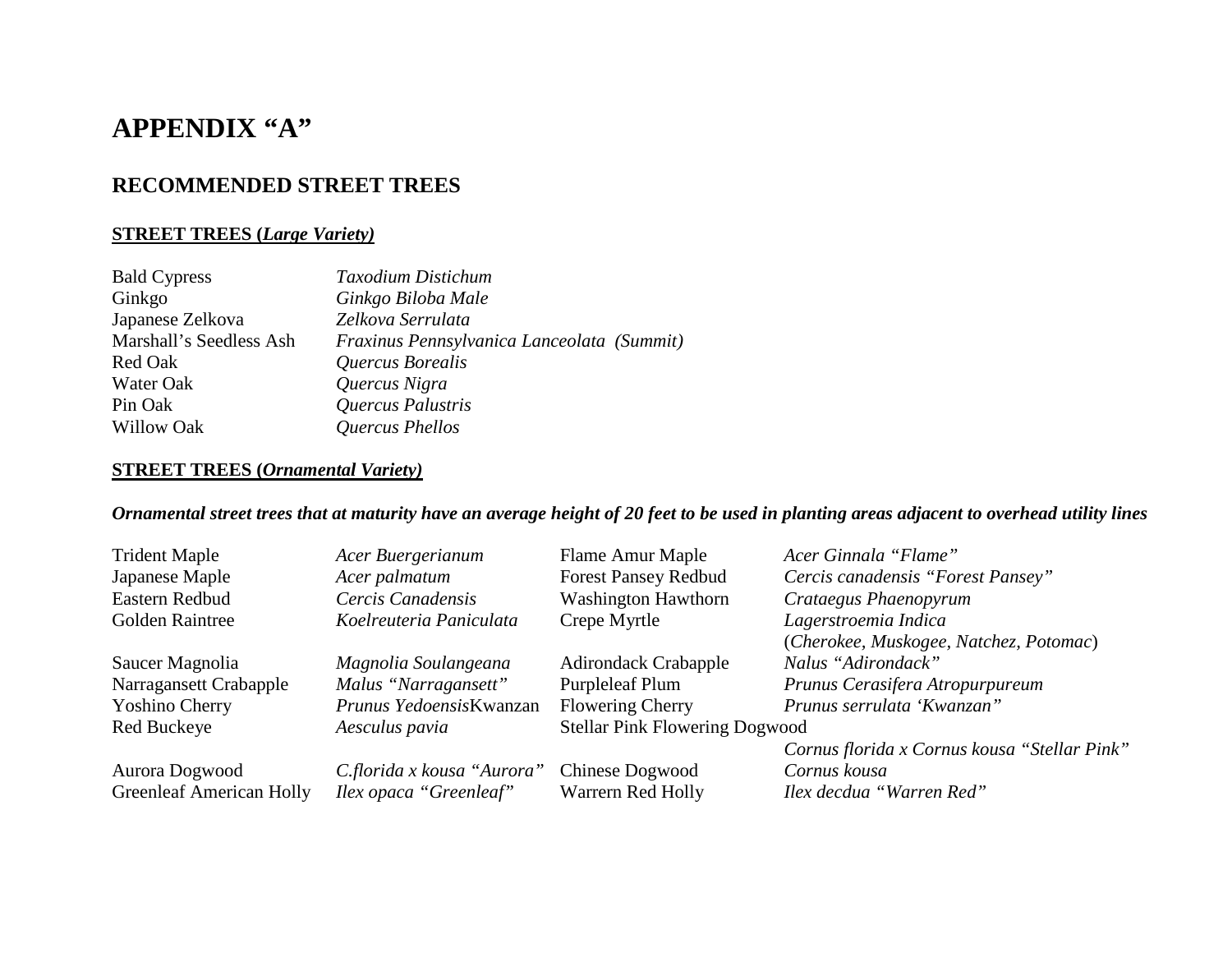# APPENDIX "A"

## RECOMMENDED STREET TREES

### STREET TREES (*Large Variety)*

| | |
|---|---|
| Bald Cypress | *Taxodium Distichum* |
| Ginkgo | *Ginkgo Biloba Male* |
| Japanese Zelkova | *Zelkova Serrulata* |
| Marshall's Seedless Ash | *Fraxinus Pennsylvanica Lanceolata (Summit)* |
| Red Oak | *Quercus Borealis* |
| Water Oak | *Quercus Nigra* |
| Pin Oak | *Quercus Palustris* |
| Willow Oak | *Quercus Phellos* |

### STREET TREES (*Ornamental Variety)*

***Ornamental street trees that at maturity have an average height of 20 feet to be used in planting areas adjacent to overhead utility lines***

| | | | |
|---|---|---|---|
| Trident Maple | *Acer Buergerianum* | Flame Amur Maple | *Acer Ginnala "Flame"* |
| Japanese Maple | *Acer palmatum* | Forest Pansey Redbud | *Cercis canadensis "Forest Pansey"* |
| Eastern Redbud | *Cercis Canadensis* | Washington Hawthorn | *Crataegus Phaenopyrum* |
| Golden Raintree | *Koelreuteria Paniculata* | Crepe Myrtle | *Lagerstroemia Indica* (*Cherokee, Muskogee, Natchez, Potomac*) |
| Saucer Magnolia | *Magnolia Soulangeana* | Adirondack Crabapple | *Nalus "Adirondack"* |
| Narragansett Crabapple | *Malus "Narragansett"* | Purpleleaf Plum | *Prunus Cerasifera Atropurpureum* |
| Yoshino Cherry | *Prunus Yedoensis*Kwanzan | Flowering Cherry | *Prunus serrulata 'Kwanzan"* |
| Red Buckeye | *Aesculus pavia* | Stellar Pink Flowering Dogwood | *Cornus florida x Cornus kousa "Stellar Pink"* |
| Aurora Dogwood | *C.florida x kousa "Aurora"* | Chinese Dogwood | *Cornus kousa* |
| Greenleaf American Holly | *Ilex opaca "Greenleaf"* | Warrern Red Holly | *Ilex decdua "Warren Red"* |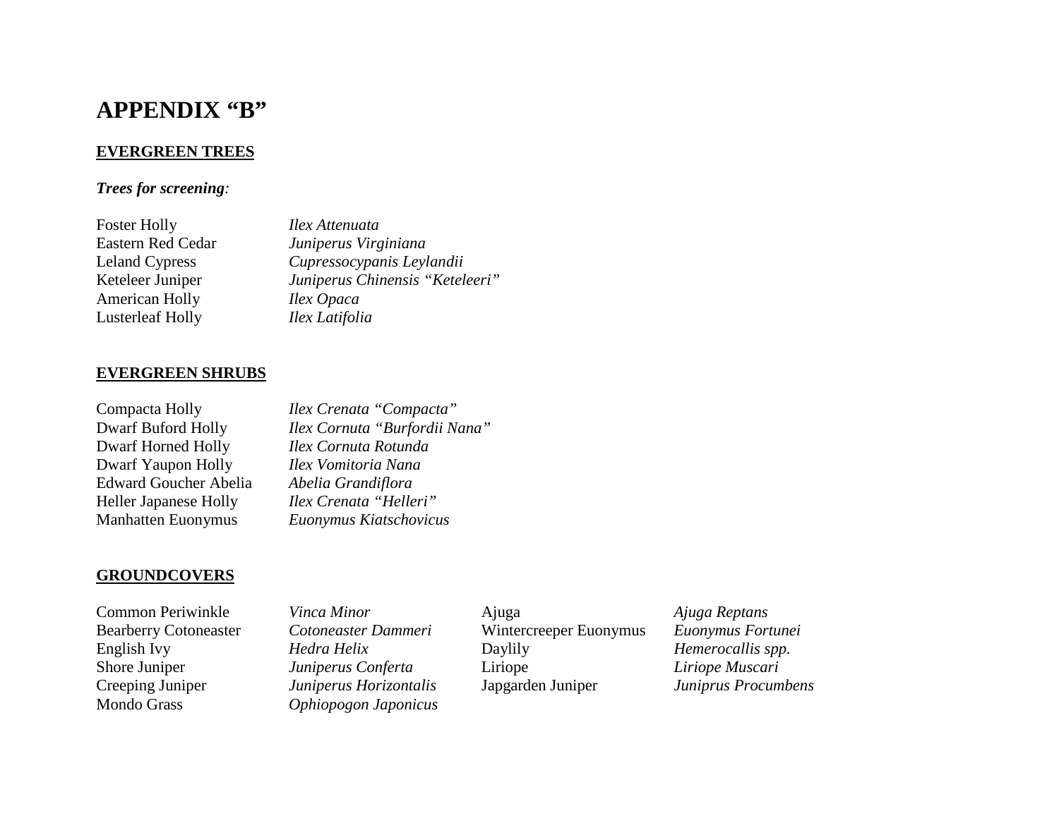# APPENDIX "B"

## EVERGREEN TREES

***Trees for screening:***

| | |
|---|---|
| Foster Holly | *Ilex Attenuata* |
| Eastern Red Cedar | *Juniperus Virginiana* |
| Leland Cypress | *Cupressocypanis Leylandii* |
| Keteleer Juniper | *Juniperus Chinensis "Keteleeri"* |
| American Holly | *Ilex Opaca* |
| Lusterleaf Holly | *Ilex Latifolia* |

## EVERGREEN SHRUBS

| | |
|---|---|
| Compacta Holly | *Ilex Crenata "Compacta"* |
| Dwarf Buford Holly | *Ilex Cornuta "Burfordii Nana"* |
| Dwarf Horned Holly | *Ilex Cornuta Rotunda* |
| Dwarf Yaupon Holly | *Ilex Vomitoria Nana* |
| Edward Goucher Abelia | *Abelia Grandiflora* |
| Heller Japanese Holly | *Ilex Crenata "Helleri"* |
| Manhatten Euonymus | *Euonymus Kiatschovicus* |

## GROUNDCOVERS

| | | | |
|---|---|---|---|
| Common Periwinkle | *Vinca Minor* | Ajuga | *Ajuga Reptans* |
| Bearberry Cotoneaster | *Cotoneaster Dammeri* | Wintercreeper Euonymus | *Euonymus Fortunei* |
| English Ivy | *Hedra Helix* | Daylily | *Hemerocallis spp.* |
| Shore Juniper | *Juniperus Conferta* | Liriope | *Liriope Muscari* |
| Creeping Juniper | *Juniperus Horizontalis* | Japgarden Juniper | *Juniprus Procumbens* |
| Mondo Grass | *Ophiopogon Japonicus* | | |